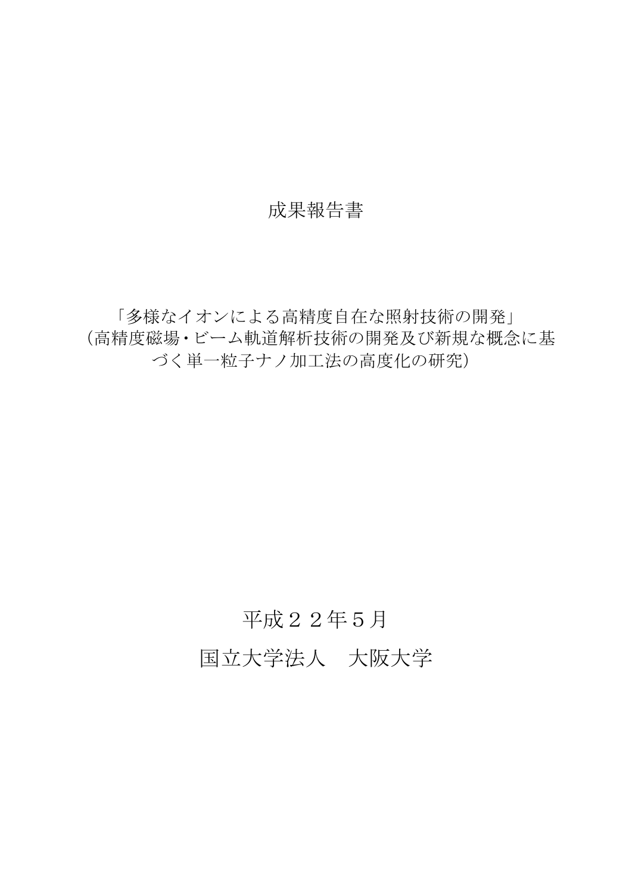# 成果報告書

「多様なイオンによる高精度自在な照射技術の開発」
（高精度磁場・ビーム軌道解析技術の開発及び新規な概念に基づく単一粒子ナノ加工法の高度化の研究）

平成２２年５月

国立大学法人　大阪大学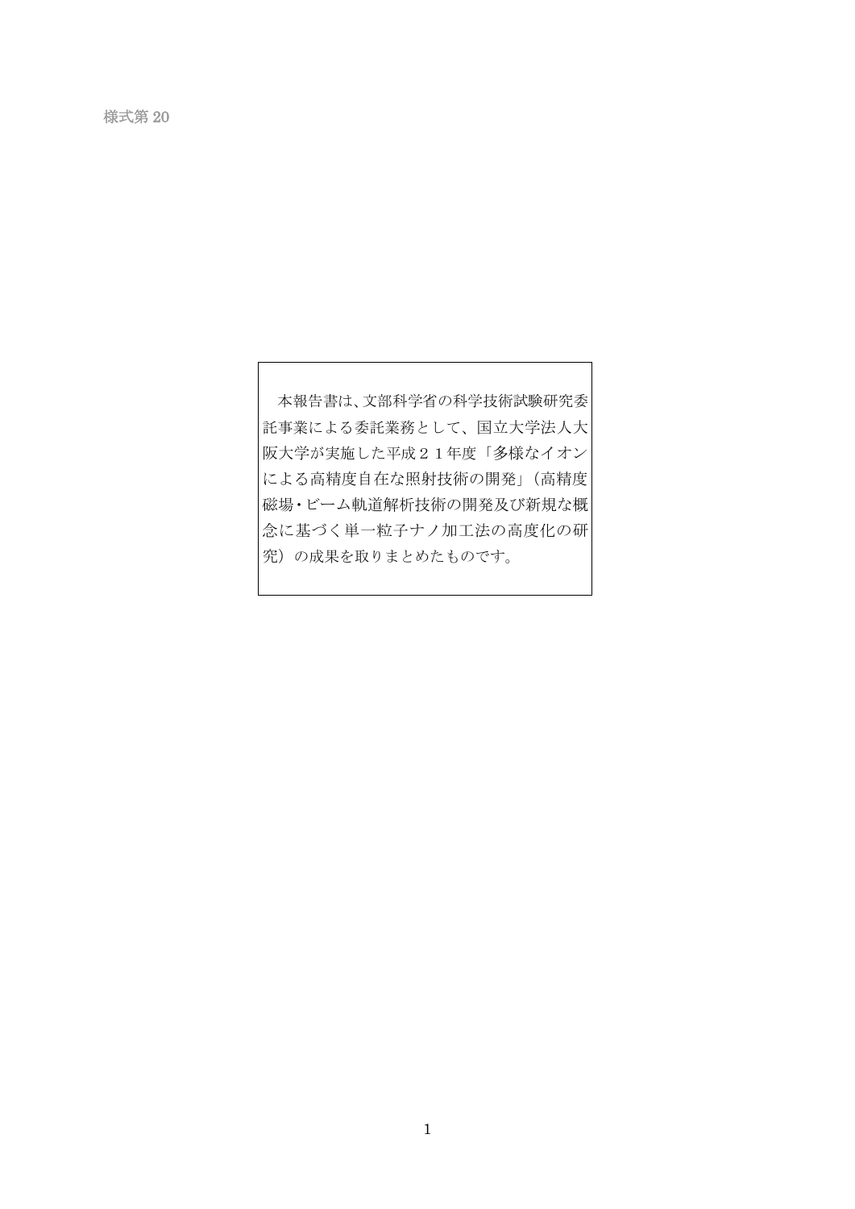様式第 20

本報告書は、文部科学省の科学技術試験研究委託事業による委託業務として、国立大学法人大阪大学が実施した平成２１年度「多様なイオンによる高精度自在な照射技術の開発」（高精度磁場・ビーム軌道解析技術の開発及び新規な概念に基づく単一粒子ナノ加工法の高度化の研究）の成果を取りまとめたものです。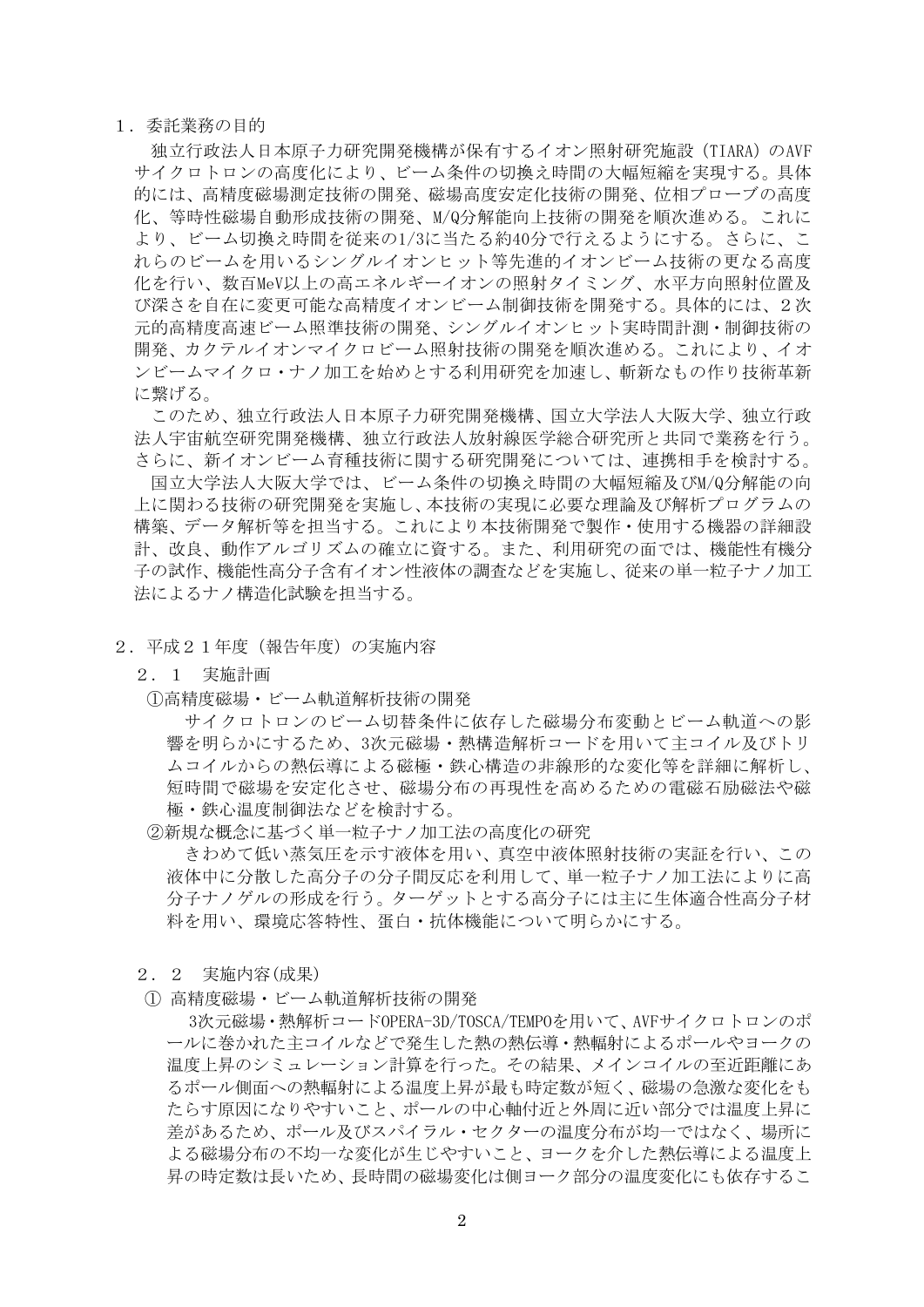## １．委託業務の目的

独立行政法人日本原子力研究開発機構が保有するイオン照射研究施設（TIARA）のAVFサイクロトロンの高度化により、ビーム条件の切換え時間の大幅短縮を実現する。具体的には、高精度磁場測定技術の開発、磁場高度安定化技術の開発、位相プローブの高度化、等時性磁場自動形成技術の開発、M/Q分解能向上技術の開発を順次進める。これにより、ビーム切換え時間を従来の1/3に当たる約40分で行えるようにする。さらに、これらのビームを用いるシングルイオンヒット等先進的イオンビーム技術の更なる高度化を行い、数百MeV以上の高エネルギーイオンの照射タイミング、水平方向照射位置及び深さを自在に変更可能な高精度イオンビーム制御技術を開発する。具体的には、２次元的高精度高速ビーム照準技術の開発、シングルイオンヒット実時間計測・制御技術の開発、カクテルイオンマイクロビーム照射技術の開発を順次進める。これにより、イオンビームマイクロ・ナノ加工を始めとする利用研究を加速し、斬新なもの作り技術革新に繋げる。

このため、独立行政法人日本原子力研究開発機構、国立大学法人大阪大学、独立行政法人宇宙航空研究開発機構、独立行政法人放射線医学総合研究所と共同で業務を行う。さらに、新イオンビーム育種技術に関する研究開発については、連携相手を検討する。

国立大学法人大阪大学では、ビーム条件の切換え時間の大幅短縮及びM/Q分解能の向上に関わる技術の研究開発を実施し、本技術の実現に必要な理論及び解析プログラムの構築、データ解析等を担当する。これにより本技術開発で製作・使用する機器の詳細設計、改良、動作アルゴリズムの確立に資する。また、利用研究の面では、機能性有機分子の試作、機能性高分子含有イオン性液体の調査などを実施し、従来の単一粒子ナノ加工法によるナノ構造化試験を担当する。

## ２．平成２１年度（報告年度）の実施内容

### ２．１　実施計画

①高精度磁場・ビーム軌道解析技術の開発

サイクロトロンのビーム切替条件に依存した磁場分布変動とビーム軌道への影響を明らかにするため、3次元磁場・熱構造解析コードを用いて主コイル及びトリムコイルからの熱伝導による磁極・鉄心構造の非線形的な変化等を詳細に解析し、短時間で磁場を安定化させ、磁場分布の再現性を高めるための電磁石励磁法や磁極・鉄心温度制御法などを検討する。

②新規な概念に基づく単一粒子ナノ加工法の高度化の研究

きわめて低い蒸気圧を示す液体を用い、真空中液体照射技術の実証を行い、この液体中に分散した高分子の分子間反応を利用して、単一粒子ナノ加工法によりに高分子ナノゲルの形成を行う。ターゲットとする高分子には主に生体適合性高分子材料を用い、環境応答特性、蛋白・抗体機能について明らかにする。

### ２．２　実施内容(成果)

① 高精度磁場・ビーム軌道解析技術の開発

3次元磁場・熱解析コードOPERA-3D/TOSCA/TEMPOを用いて、AVFサイクロトロンのポールに巻かれた主コイルなどで発生した熱の熱伝導・熱輻射によるポールやヨークの温度上昇のシミュレーション計算を行った。その結果、メインコイルの至近距離にあるポール側面への熱輻射による温度上昇が最も時定数が短く、磁場の急激な変化をもたらす原因になりやすいこと、ポールの中心軸付近と外周に近い部分では温度上昇に差があるため、ポール及びスパイラル・セクターの温度分布が均一ではなく、場所による磁場分布の不均一な変化が生じやすいこと、ヨークを介した熱伝導による温度上昇の時定数は長いため、長時間の磁場変化は側ヨーク部分の温度変化にも依存するこ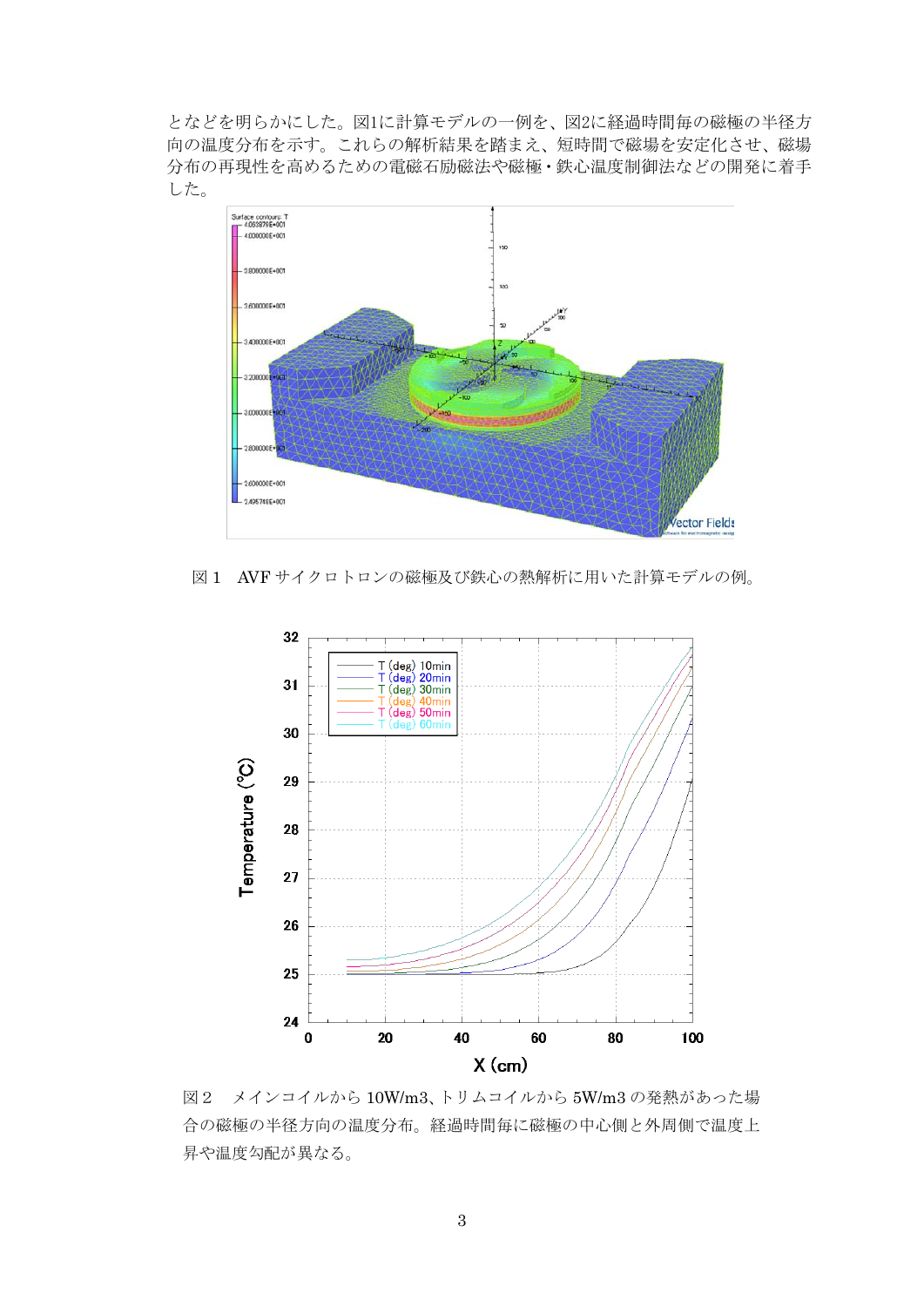となどを明らかにした。図1に計算モデルの一例を、図2に経過時間毎の磁極の半径方向の温度分布を示す。これらの解析結果を踏まえ、短時間で磁場を安定化させ、磁場分布の再現性を高めるための電磁石励磁法や磁極・鉄心温度制御法などの開発に着手した。

図１　AVF サイクロトロンの磁極及び鉄心の熱解析に用いた計算モデルの例。

図２　メインコイルから 10W/m3、トリムコイルから 5W/m3 の発熱があった場合の磁極の半径方向の温度分布。経過時間毎に磁極の中心側と外周側で温度上昇や温度勾配が異なる。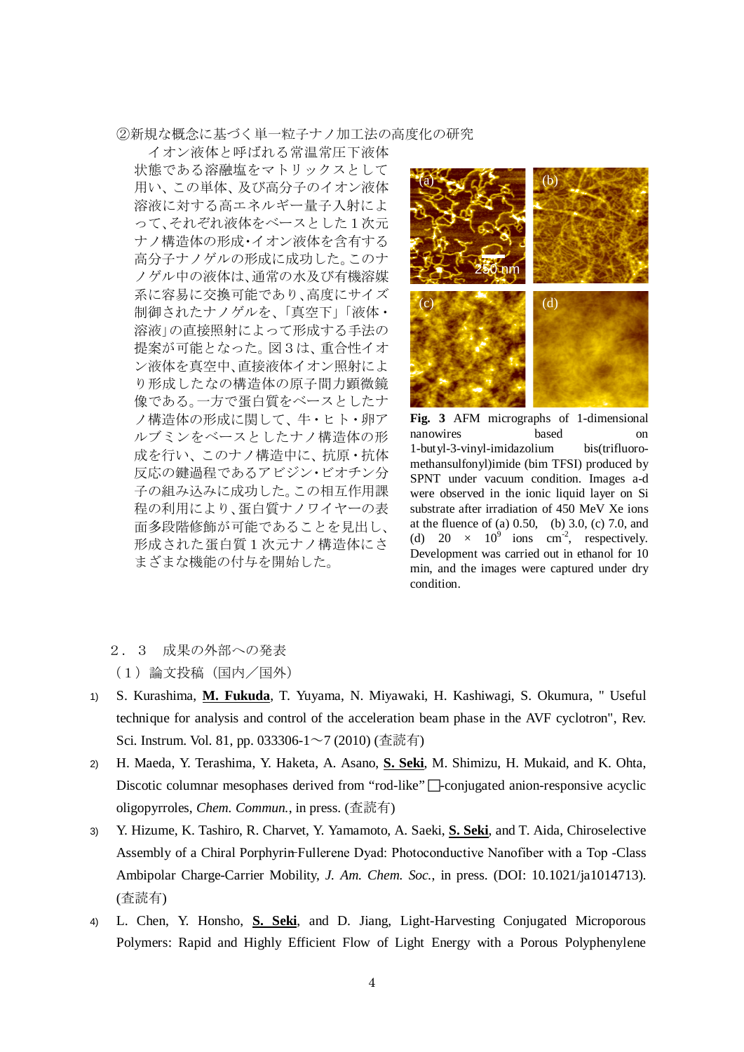②新規な概念に基づく単一粒子ナノ加工法の高度化の研究

イオン液体と呼ばれる常温常圧下液体状態である溶融塩をマトリックスとして用い、この単体、及び高分子のイオン液体溶液に対する高エネルギー量子入射によって、それぞれ液体をベースとした１次元ナノ構造体の形成・イオン液体を含有する高分子ナノゲルの形成に成功した。このナノゲル中の液体は、通常の水及び有機溶媒系に容易に交換可能であり、高度にサイズ制御されたナノゲルを、「真空下」「液体・溶液」の直接照射によって形成する手法の提案が可能となった。図３は、重合性イオン液体を真空中、直接液体イオン照射により形成したなの構造体の原子間力顕微鏡像である。一方で蛋白質をベースとしたナノ構造体の形成に関して、牛・ヒト・卵アルブミンをベースとしたナノ構造体の形成を行い、このナノ構造中に、抗原・抗体反応の鍵過程であるアビジン・ビオチン分子の組み込みに成功した。この相互作用課程の利用により、蛋白質ナノワイヤーの表面多段階修飾が可能であることを見出し、形成された蛋白質１次元ナノ構造体にさまざまな機能の付与を開始した。

**Fig. 3** AFM micrographs of 1-dimensional nanowires based on 1-butyl-3-vinyl-imidazolium bis(trifluoro-methansulfonyl)imide (bim TFSI) produced by SPNT under vacuum condition. Images a-d were observed in the ionic liquid layer on Si substrate after irradiation of 450 MeV Xe ions at the fluence of (a) 0.50, (b) 3.0, (c) 7.0, and (d) $20 \times 10^{9}$ ions $cm^{-2}$, respectively. Development was carried out in ethanol for 10 min, and the images were captured under dry condition.

２．３　成果の外部への発表

（１）論文投稿（国内／国外）

1) S. Kurashima, **M. Fukuda**, T. Yuyama, N. Miyawaki, H. Kashiwagi, S. Okumura, " Useful technique for analysis and control of the acceleration beam phase in the AVF cyclotron", Rev. Sci. Instrum. Vol. 81, pp. 033306-1～7 (2010) (査読有)
2) H. Maeda, Y. Terashima, Y. Haketa, A. Asano, **S. Seki**, M. Shimizu, H. Mukaid, and K. Ohta, Discotic columnar mesophases derived from “rod-like” □-conjugated anion-responsive acyclic oligopyrroles, *Chem. Commun.*, in press. (査読有)
3) Y. Hizume, K. Tashiro, R. Charvet, Y. Yamamoto, A. Saeki, **S. Seki**, and T. Aida, Chiroselective Assembly of a Chiral Porphyrin-Fullerene Dyad: Photoconductive Nanofiber with a Top -Class Ambipolar Charge-Carrier Mobility, *J. Am. Chem. Soc.*, in press. (DOI: 10.1021/ja1014713). (査読有)
4) L. Chen, Y. Honsho, **S. Seki**, and D. Jiang, Light-Harvesting Conjugated Microporous Polymers: Rapid and Highly Efficient Flow of Light Energy with a Porous Polyphenylene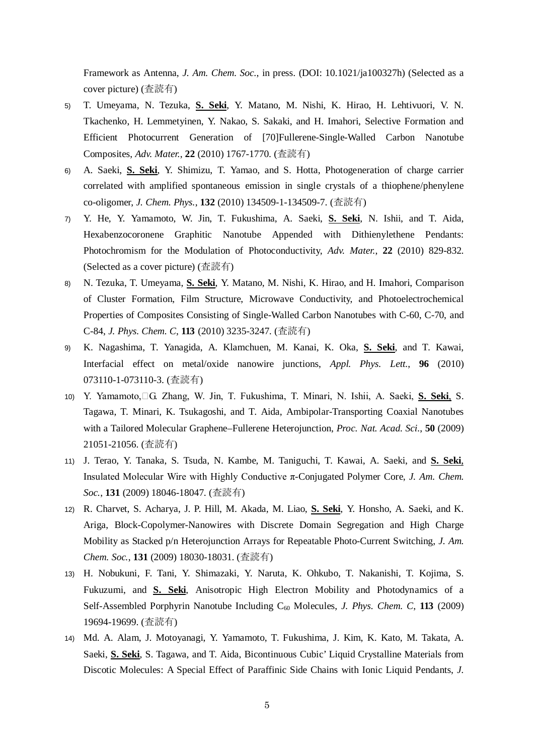Framework as Antenna, *J. Am. Chem. Soc.*, in press. (DOI: 10.1021/ja100327h) (Selected as a cover picture) (査読有)

5) T. Umeyama, N. Tezuka, **S. Seki**, Y. Matano, M. Nishi, K. Hirao, H. Lehtivuori, V. N. Tkachenko, H. Lemmetyinen, Y. Nakao, S. Sakaki, and H. Imahori, Selective Formation and Efficient Photocurrent Generation of [70]Fullerene-Single-Walled Carbon Nanotube Composites, *Adv. Mater.*, **22** (2010) 1767-1770. (査読有)

6) A. Saeki, **S. Seki**, Y. Shimizu, T. Yamao, and S. Hotta, Photogeneration of charge carrier correlated with amplified spontaneous emission in single crystals of a thiophene/phenylene co-oligomer, *J. Chem. Phys.*, **132** (2010) 134509-1-134509-7. (査読有)

7) Y. He, Y. Yamamoto, W. Jin, T. Fukushima, A. Saeki, **S. Seki**, N. Ishii, and T. Aida, Hexabenzocoronene Graphitic Nanotube Appended with Dithienylethene Pendants: Photochromism for the Modulation of Photoconductivity, *Adv. Mater.*, **22** (2010) 829-832. (Selected as a cover picture) (査読有)

8) N. Tezuka, T. Umeyama, **S. Seki**, Y. Matano, M. Nishi, K. Hirao, and H. Imahori, Comparison of Cluster Formation, Film Structure, Microwave Conductivity, and Photoelectrochemical Properties of Composites Consisting of Single-Walled Carbon Nanotubes with C-60, C-70, and C-84, *J. Phys. Chem. C*, **113** (2010) 3235-3247. (査読有)

9) K. Nagashima, T. Yanagida, A. Klamchuen, M. Kanai, K. Oka, **S. Seki**, and T. Kawai, Interfacial effect on metal/oxide nanowire junctions, *Appl. Phys. Lett.*, **96** (2010) 073110-1-073110-3. (査読有)

10) Y. Yamamoto, G. Zhang, W. Jin, T. Fukushima, T. Minari, N. Ishii, A. Saeki, **S. Seki**, S. Tagawa, T. Minari, K. Tsukagoshi, and T. Aida, Ambipolar-Transporting Coaxial Nanotubes with a Tailored Molecular Graphene–Fullerene Heterojunction, *Proc. Nat. Acad. Sci.*, **50** (2009) 21051-21056. (査読有)

11) J. Terao, Y. Tanaka, S. Tsuda, N. Kambe, M. Taniguchi, T. Kawai, A. Saeki, and **S. Seki**, Insulated Molecular Wire with Highly Conductive π-Conjugated Polymer Core, *J. Am. Chem. Soc.*, **131** (2009) 18046-18047. (査読有)

12) R. Charvet, S. Acharya, J. P. Hill, M. Akada, M. Liao, **S. Seki**, Y. Honsho, A. Saeki, and K. Ariga, Block-Copolymer-Nanowires with Discrete Domain Segregation and High Charge Mobility as Stacked p/n Heterojunction Arrays for Repeatable Photo-Current Switching, *J. Am. Chem. Soc.*, **131** (2009) 18030-18031. (査読有)

13) H. Nobukuni, F. Tani, Y. Shimazaki, Y. Naruta, K. Ohkubo, T. Nakanishi, T. Kojima, S. Fukuzumi, and **S. Seki**, Anisotropic High Electron Mobility and Photodynamics of a Self-Assembled Porphyrin Nanotube Including $C_{60}$ Molecules, *J. Phys. Chem. C*, **113** (2009) 19694-19699. (査読有)

14) Md. A. Alam, J. Motoyanagi, Y. Yamamoto, T. Fukushima, J. Kim, K. Kato, M. Takata, A. Saeki, **S. Seki**, S. Tagawa, and T. Aida, Bicontinuous Cubic' Liquid Crystalline Materials from Discotic Molecules: A Special Effect of Paraffinic Side Chains with Ionic Liquid Pendants, *J.*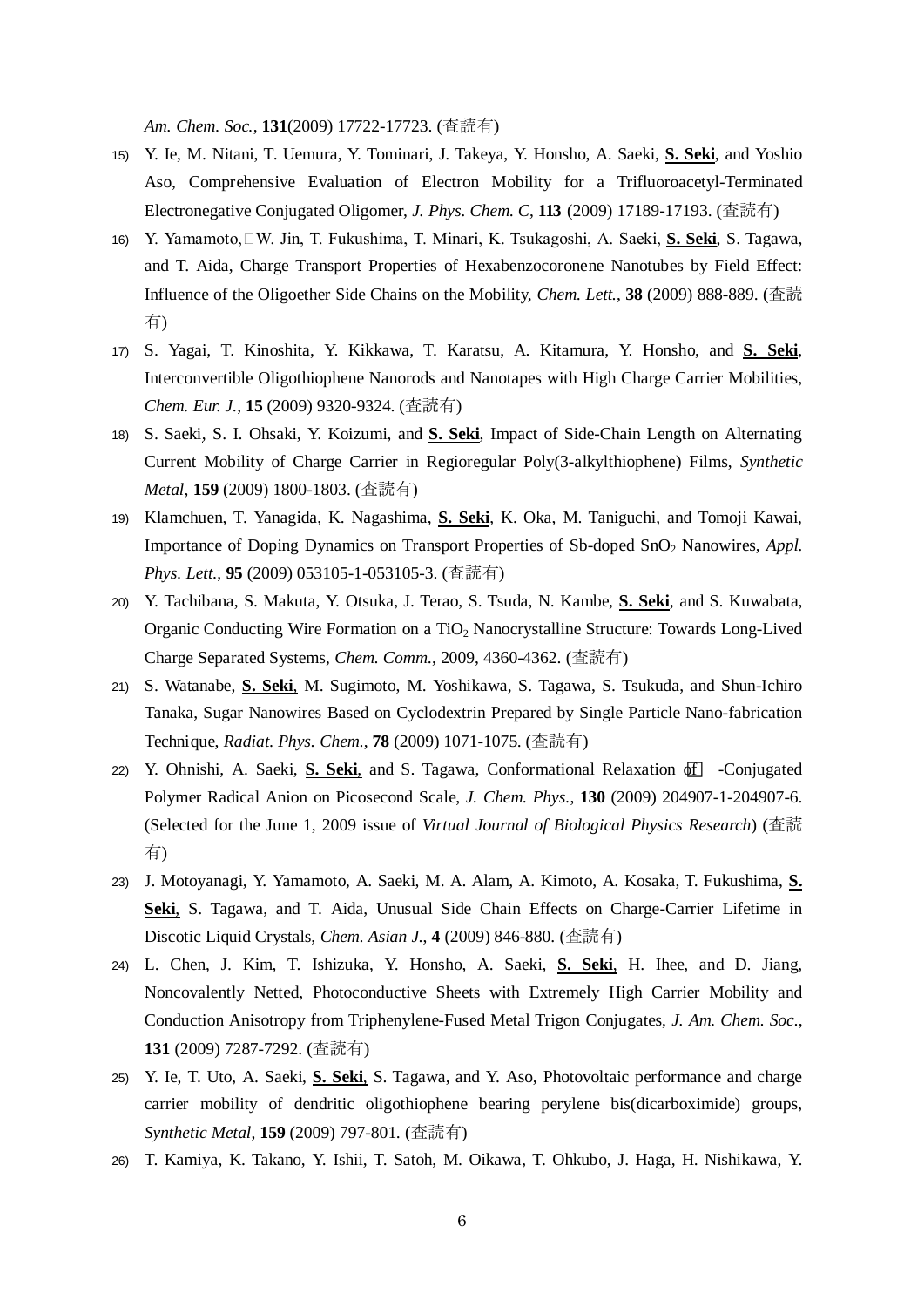*Am. Chem. Soc.*, **131**(2009) 17722-17723. (査読有)

15) Y. Ie, M. Nitani, T. Uemura, Y. Tominari, J. Takeya, Y. Honsho, A. Saeki, **S. Seki**, and Yoshio Aso, Comprehensive Evaluation of Electron Mobility for a Trifluoroacetyl-Terminated Electronegative Conjugated Oligomer, *J. Phys. Chem. C*, **113** (2009) 17189-17193. (査読有)

16) Y. Yamamoto, W. Jin, T. Fukushima, T. Minari, K. Tsukagoshi, A. Saeki, **S. Seki**, S. Tagawa, and T. Aida, Charge Transport Properties of Hexabenzocoronene Nanotubes by Field Effect: Influence of the Oligoether Side Chains on the Mobility, *Chem. Lett.*, **38** (2009) 888-889. (査読有)

17) S. Yagai, T. Kinoshita, Y. Kikkawa, T. Karatsu, A. Kitamura, Y. Honsho, and **S. Seki**, Interconvertible Oligothiophene Nanorods and Nanotapes with High Charge Carrier Mobilities, *Chem. Eur. J.*, **15** (2009) 9320-9324. (査読有)

18) S. Saeki, S. I. Ohsaki, Y. Koizumi, and **S. Seki**, Impact of Side-Chain Length on Alternating Current Mobility of Charge Carrier in Regioregular Poly(3-alkylthiophene) Films, *Synthetic Metal*, **159** (2009) 1800-1803. (査読有)

19) Klamchuen, T. Yanagida, K. Nagashima, **S. Seki**, K. Oka, M. Taniguchi, and Tomoji Kawai, Importance of Doping Dynamics on Transport Properties of Sb-doped $SnO_2$ Nanowires, *Appl. Phys. Lett.*, **95** (2009) 053105-1-053105-3. (査読有)

20) Y. Tachibana, S. Makuta, Y. Otsuka, J. Terao, S. Tsuda, N. Kambe, **S. Seki**, and S. Kuwabata, Organic Conducting Wire Formation on a $TiO_2$ Nanocrystalline Structure: Towards Long-Lived Charge Separated Systems, *Chem. Comm.*, 2009, 4360-4362. (査読有)

21) S. Watanabe, **S. Seki**, M. Sugimoto, M. Yoshikawa, S. Tagawa, S. Tsukuda, and Shun-Ichiro Tanaka, Sugar Nanowires Based on Cyclodextrin Prepared by Single Particle Nano-fabrication Technique, *Radiat. Phys. Chem.*, **78** (2009) 1071-1075. (査読有)

22) Y. Ohnishi, A. Saeki, **S. Seki**, and S. Tagawa, Conformational Relaxation of -Conjugated Polymer Radical Anion on Picosecond Scale, *J. Chem. Phys.*, **130** (2009) 204907-1-204907-6. (Selected for the June 1, 2009 issue of *Virtual Journal of Biological Physics Research*) (査読有)

23) J. Motoyanagi, Y. Yamamoto, A. Saeki, M. A. Alam, A. Kimoto, A. Kosaka, T. Fukushima, **S. Seki**, S. Tagawa, and T. Aida, Unusual Side Chain Effects on Charge-Carrier Lifetime in Discotic Liquid Crystals, *Chem. Asian J.*, **4** (2009) 846-880. (査読有)

24) L. Chen, J. Kim, T. Ishizuka, Y. Honsho, A. Saeki, **S. Seki**, H. Ihee, and D. Jiang, Noncovalently Netted, Photoconductive Sheets with Extremely High Carrier Mobility and Conduction Anisotropy from Triphenylene-Fused Metal Trigon Conjugates, *J. Am. Chem. Soc.*, **131** (2009) 7287-7292. (査読有)

25) Y. Ie, T. Uto, A. Saeki, **S. Seki**, S. Tagawa, and Y. Aso, Photovoltaic performance and charge carrier mobility of dendritic oligothiophene bearing perylene bis(dicarboximide) groups, *Synthetic Metal*, **159** (2009) 797-801. (査読有)

26) T. Kamiya, K. Takano, Y. Ishii, T. Satoh, M. Oikawa, T. Ohkubo, J. Haga, H. Nishikawa, Y.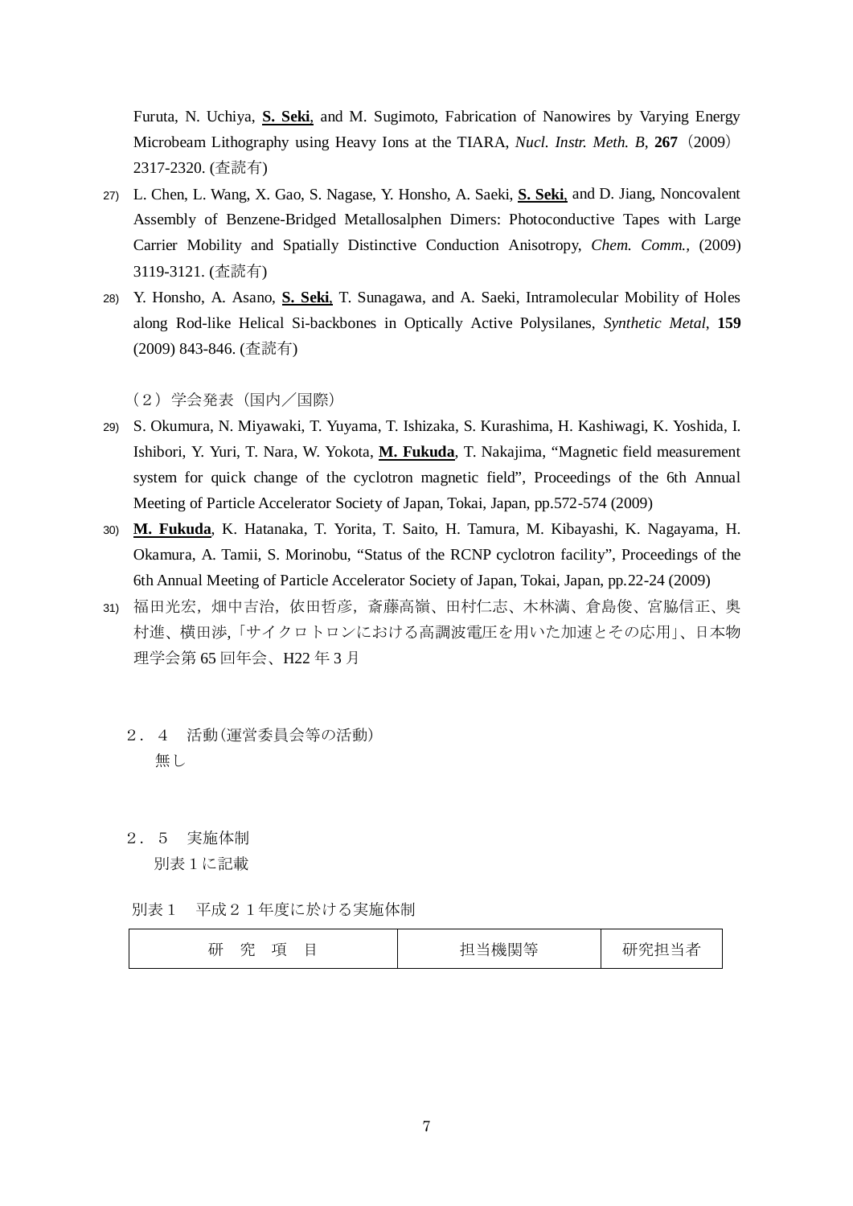Furuta, N. Uchiya, **S. Seki**, and M. Sugimoto, Fabrication of Nanowires by Varying Energy Microbeam Lithography using Heavy Ions at the TIARA, *Nucl. Instr. Meth. B*, **267**（2009）2317-2320. (査読有)

27) L. Chen, L. Wang, X. Gao, S. Nagase, Y. Honsho, A. Saeki, **S. Seki**, and D. Jiang, Noncovalent Assembly of Benzene-Bridged Metallosalphen Dimers: Photoconductive Tapes with Large Carrier Mobility and Spatially Distinctive Conduction Anisotropy, *Chem. Comm.*, (2009) 3119-3121. (査読有)

28) Y. Honsho, A. Asano, **S. Seki**, T. Sunagawa, and A. Saeki, Intramolecular Mobility of Holes along Rod-like Helical Si-backbones in Optically Active Polysilanes, *Synthetic Metal*, **159** (2009) 843-846. (査読有)

（２）学会発表（国内／国際）

29) S. Okumura, N. Miyawaki, T. Yuyama, T. Ishizaka, S. Kurashima, H. Kashiwagi, K. Yoshida, I. Ishibori, Y. Yuri, T. Nara, W. Yokota, **M. Fukuda**, T. Nakajima, “Magnetic field measurement system for quick change of the cyclotron magnetic field”, Proceedings of the 6th Annual Meeting of Particle Accelerator Society of Japan, Tokai, Japan, pp.572-574 (2009)

30) **M. Fukuda**, K. Hatanaka, T. Yorita, T. Saito, H. Tamura, M. Kibayashi, K. Nagayama, H. Okamura, A. Tamii, S. Morinobu, “Status of the RCNP cyclotron facility”, Proceedings of the 6th Annual Meeting of Particle Accelerator Society of Japan, Tokai, Japan, pp.22-24 (2009)

31) 福田光宏，畑中吉治，依田哲彦，斎藤高嶺、田村仁志、木林満、倉島俊、宮脇信正、奥村進、横田渉,「サイクロトロンにおける高調波電圧を用いた加速とその応用」、日本物理学会第 65 回年会、H22 年 3 月

## ２．４　活動（運営委員会等の活動）

無し

## ２．５　実施体制

別表 1 に記載

別表１　平成２１年度に於ける実施体制

| 研　究　項　目 | 担当機関等 | 研究担当者 |
|---|---|---|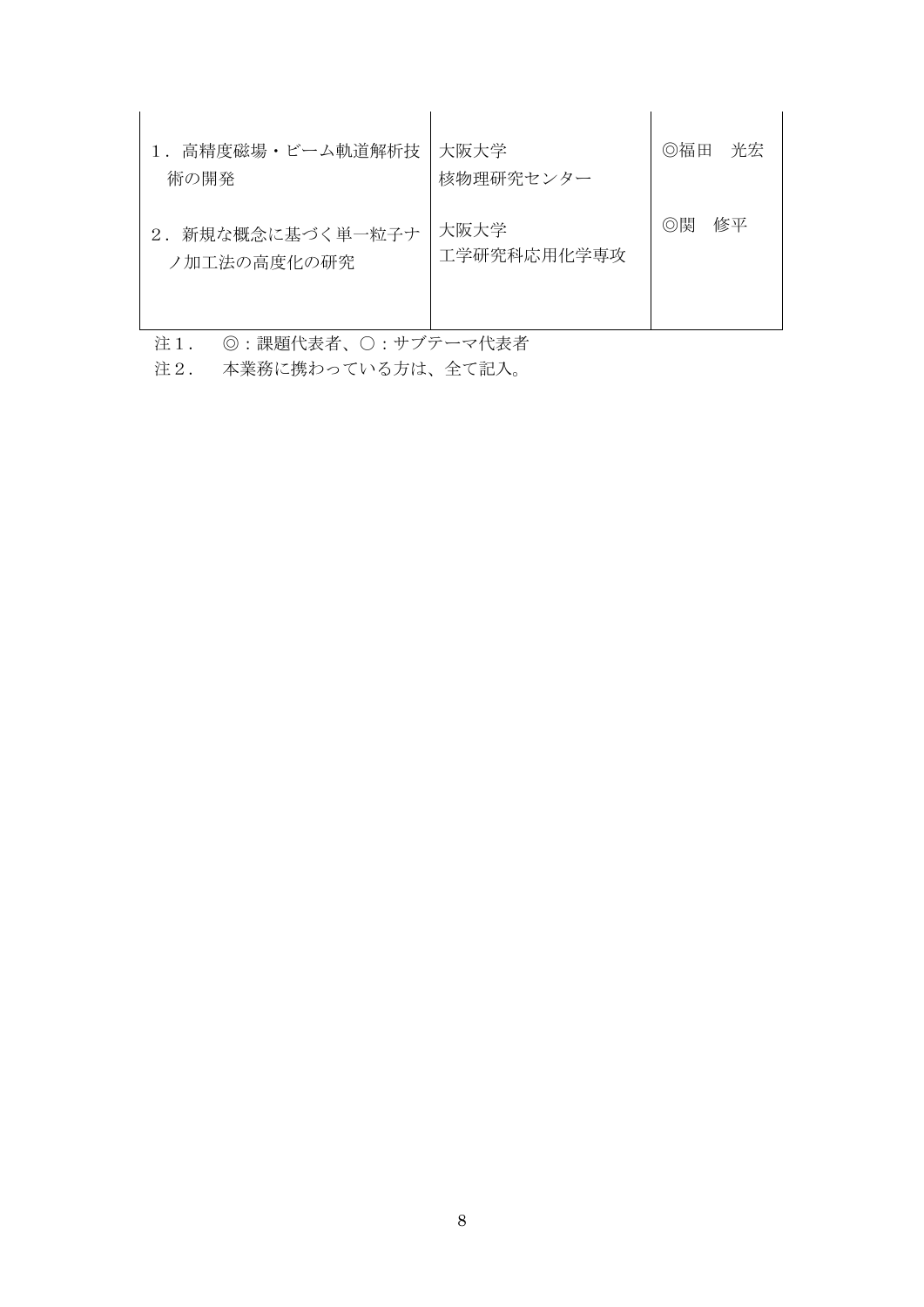| | | |
|---|---|---|
| 1．高精度磁場・ビーム軌道解析技術の開発 | 大阪大学<br>核物理研究センター | ◎福田　光宏 |
| 2．新規な概念に基づく単一粒子ナノ加工法の高度化の研究 | 大阪大学<br>工学研究科応用化学専攻 | ◎関　修平 |

注１．　◎：課題代表者、○：サブテーマ代表者

注２．　本業務に携わっている方は、全て記入。